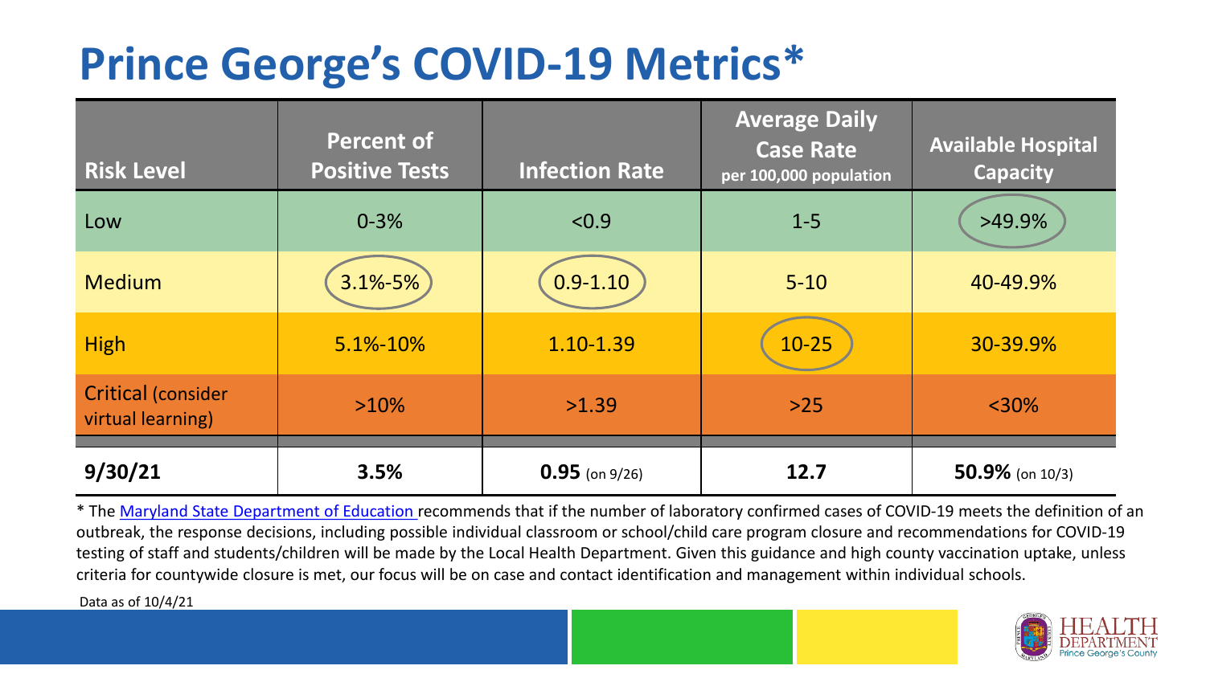# Prince George's COVID-19 Metrics*

| Risk Level | Percent of Positive Tests | Infection Rate | Average Daily Case Rate per 100,000 population | Available Hospital Capacity |
|---|---|---|---|---|
| Low | 0-3% | <0.9 | 1-5 | >49.9% |
| Medium | 3.1%-5% | 0.9-1.10 | 5-10 | 40-49.9% |
| High | 5.1%-10% | 1.10-1.39 | 10-25 | 30-39.9% |
| Critical (consider virtual learning) | >10% | >1.39 | >25 | <30% |
| **9/30/21** | **3.5%** | **0.95** (on 9/26) | **12.7** | **50.9%** (on 10/3) |

* The Maryland State Department of Education recommends that if the number of laboratory confirmed cases of COVID-19 meets the definition of an outbreak, the response decisions, including possible individual classroom or school/child care program closure and recommendations for COVID-19 testing of staff and students/children will be made by the Local Health Department. Given this guidance and high county vaccination uptake, unless criteria for countywide closure is met, our focus will be on case and contact identification and management within individual schools.

Data as of 10/4/21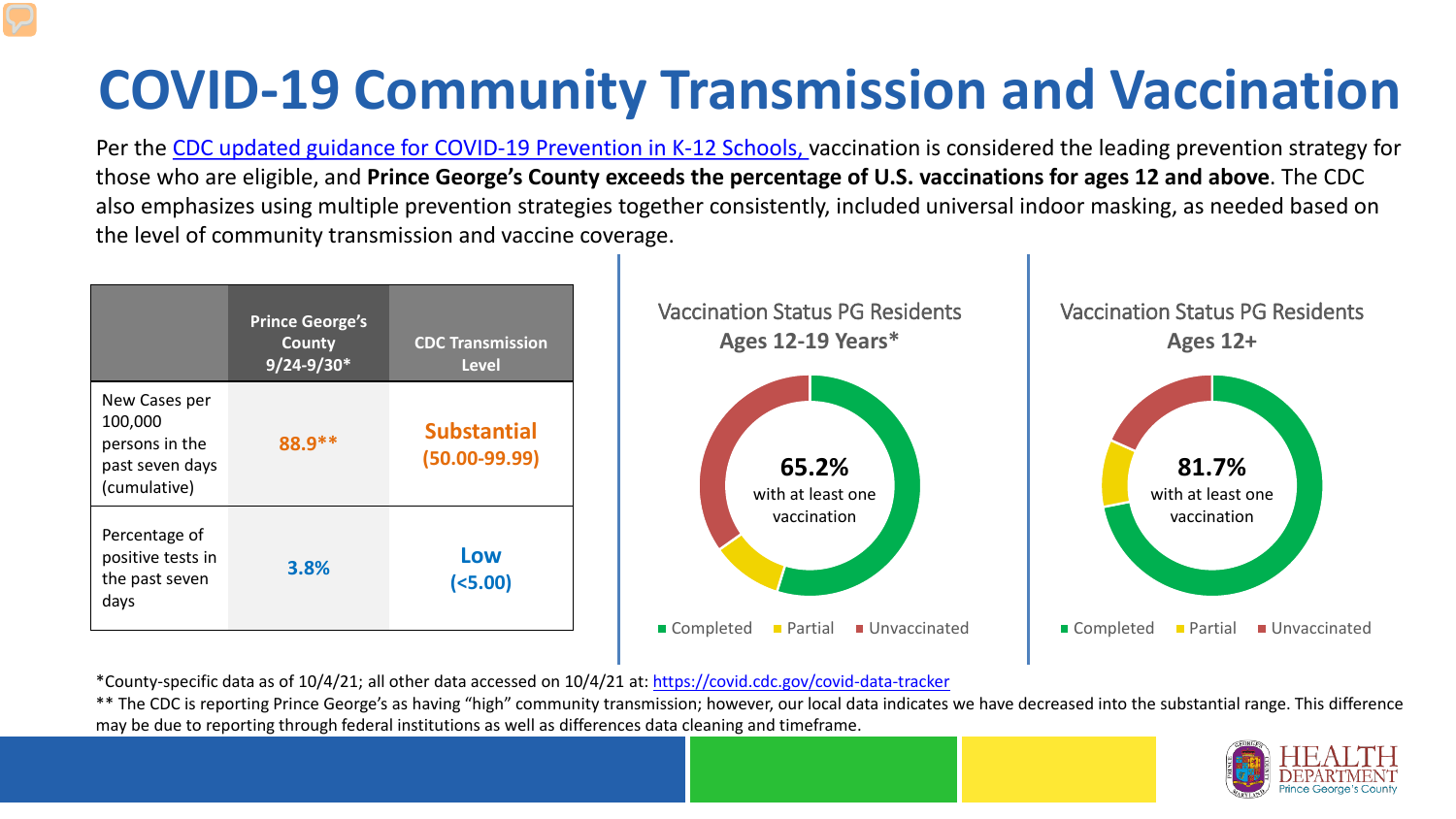# COVID-19 Community Transmission and Vaccination

Per the [CDC updated guidance for COVID-19 Prevention in K-12 Schools,](#) vaccination is considered the leading prevention strategy for those who are eligible, and **Prince George's County exceeds the percentage of U.S. vaccinations for ages 12 and above**. The CDC also emphasizes using multiple prevention strategies together consistently, included universal indoor masking, as needed based on the level of community transmission and vaccine coverage.

| | Prince George's County 9/24-9/30* | CDC Transmission Level |
|---|---|---|
| New Cases per 100,000 persons in the past seven days (cumulative) | 88.9** | Substantial (50.00-99.99) |
| Percentage of positive tests in the past seven days | 3.8% | Low (<5.00) |

Vaccination Status PG Residents
**Ages 12-19 Years***

**65.2%** with at least one vaccination

Completed | Partial | Unvaccinated

Vaccination Status PG Residents
**Ages 12+**

**81.7%** with at least one vaccination

Completed | Partial | Unvaccinated

*County-specific data as of 10/4/21; all other data accessed on 10/4/21 at: https://covid.cdc.gov/covid-data-tracker

** The CDC is reporting Prince George's as having "high" community transmission; however, our local data indicates we have decreased into the substantial range. This difference may be due to reporting through federal institutions as well as differences data cleaning and timeframe.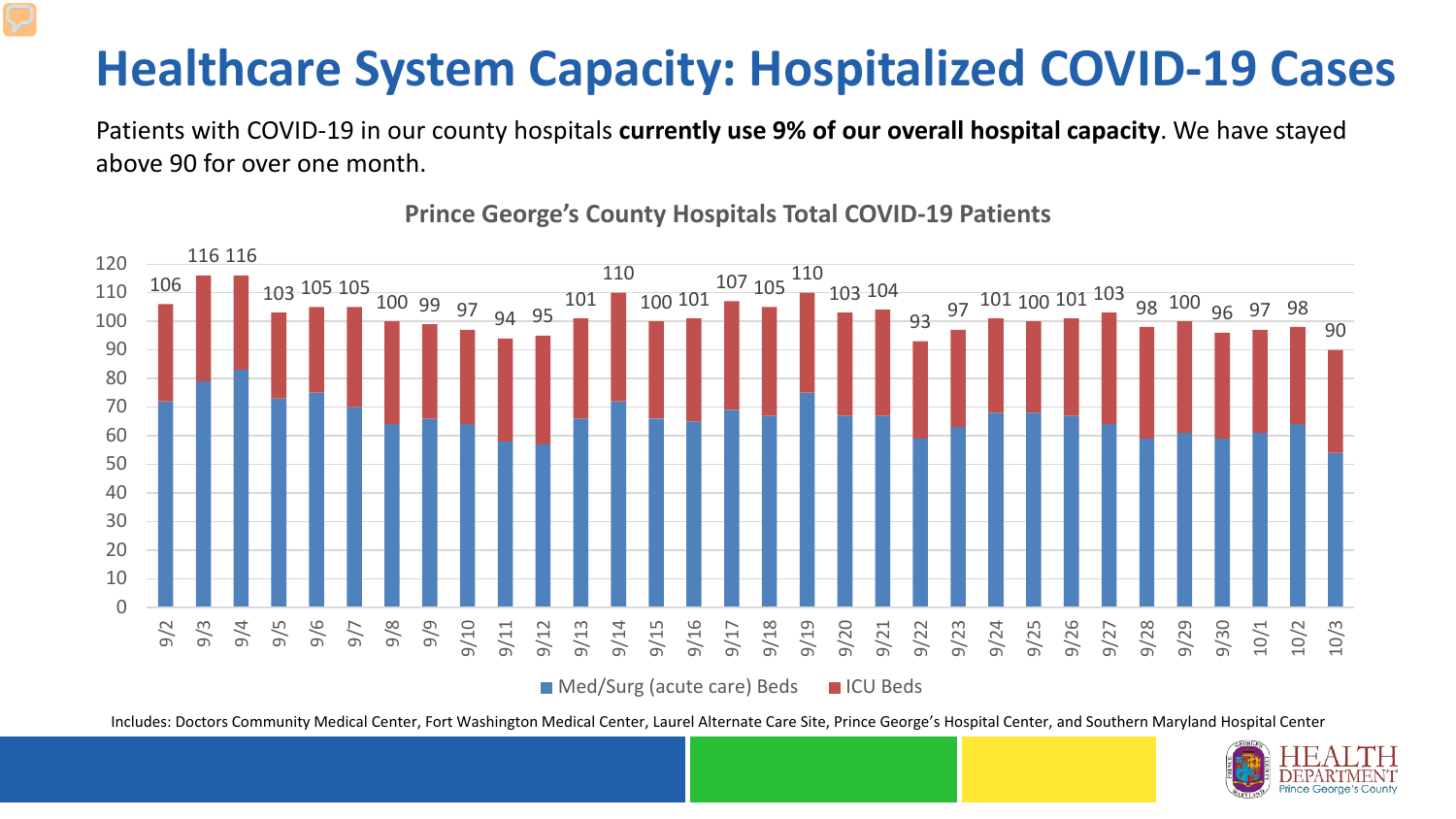# Healthcare System Capacity: Hospitalized COVID-19 Cases

Patients with COVID-19 in our county hospitals **currently use 9% of our overall hospital capacity**. We have stayed above 90 for over one month.

**Prince George's County Hospitals Total COVID-19 Patients**

| Date | Total |
|---|---|
| 9/2 | 106 |
| 9/3 | 116 |
| 9/4 | 116 |
| 9/5 | 103 |
| 9/6 | 105 |
| 9/7 | 105 |
| 9/8 | 100 |
| 9/9 | 99 |
| 9/10 | 97 |
| 9/11 | 94 |
| 9/12 | 95 |
| 9/13 | 101 |
| 9/14 | 110 |
| 9/15 | 100 |
| 9/16 | 101 |
| 9/17 | 107 |
| 9/18 | 105 |
| 9/19 | 110 |
| 9/20 | 103 |
| 9/21 | 104 |
| 9/22 | 93 |
| 9/23 | 97 |
| 9/24 | 101 |
| 9/25 | 100 |
| 9/26 | 101 |
| 9/27 | 103 |
| 9/28 | 98 |
| 9/29 | 100 |
| 9/30 | 96 |
| 10/1 | 97 |
| 10/2 | 98 |
| 10/3 | 90 |

Legend: Med/Surg (acute care) Beds; ICU Beds

Includes: Doctors Community Medical Center, Fort Washington Medical Center, Laurel Alternate Care Site, Prince George's Hospital Center, and Southern Maryland Hospital Center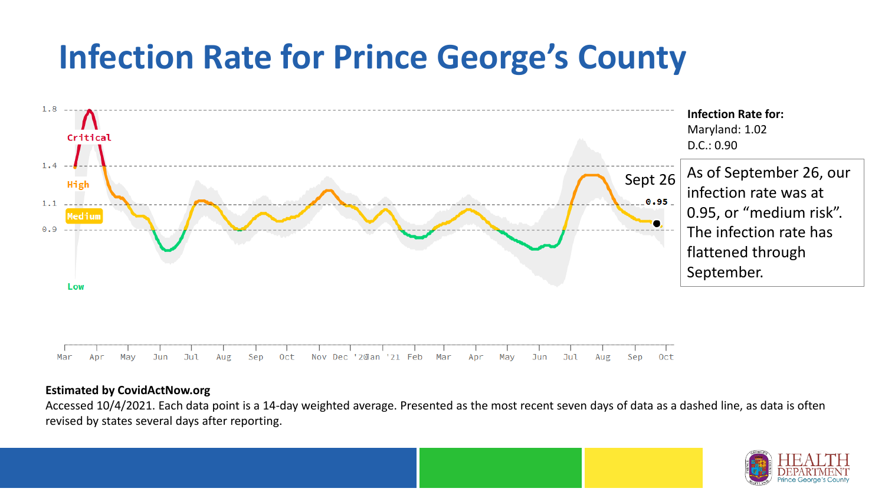# Infection Rate for Prince George's County

**Infection Rate for:**
Maryland: 1.02
D.C.: 0.90

As of September 26, our infection rate was at 0.95, or "medium risk". The infection rate has flattened through September.

**Estimated by CovidActNow.org**

Accessed 10/4/2021. Each data point is a 14-day weighted average. Presented as the most recent seven days of data as a dashed line, as data is often revised by states several days after reporting.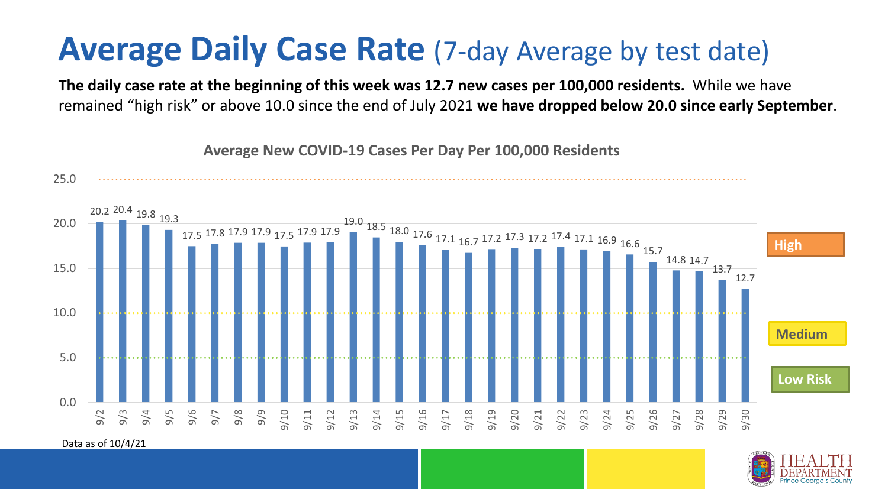# **Average Daily Case Rate** (7-day Average by test date)

**The daily case rate at the beginning of this week was 12.7 new cases per 100,000 residents.** While we have remained "high risk" or above 10.0 since the end of July 2021 **we have dropped below 20.0 since early September**.

**Average New COVID-19 Cases Per Day Per 100,000 Residents**

| Date | Cases per 100,000 |
| --- | --- |
| 9/2 | 20.2 |
| 9/3 | 20.4 |
| 9/4 | 19.8 |
| 9/5 | 19.3 |
| 9/6 | 17.5 |
| 9/7 | 17.8 |
| 9/8 | 17.9 |
| 9/9 | 17.9 |
| 9/10 | 17.5 |
| 9/11 | 17.9 |
| 9/12 | 17.9 |
| 9/13 | 19.0 |
| 9/14 | 18.5 |
| 9/15 | 18.0 |
| 9/16 | 17.6 |
| 9/17 | 17.1 |
| 9/18 | 16.7 |
| 9/19 | 17.2 |
| 9/20 | 17.3 |
| 9/21 | 17.2 |
| 9/22 | 17.4 |
| 9/23 | 17.1 |
| 9/24 | 16.9 |
| 9/25 | 16.6 |
| 9/26 | 15.7 |
| 9/27 | 14.8 |
| 9/28 | 14.7 |
| 9/29 | 13.7 |
| 9/30 | 12.7 |

High

Medium

Low Risk

Data as of 10/4/21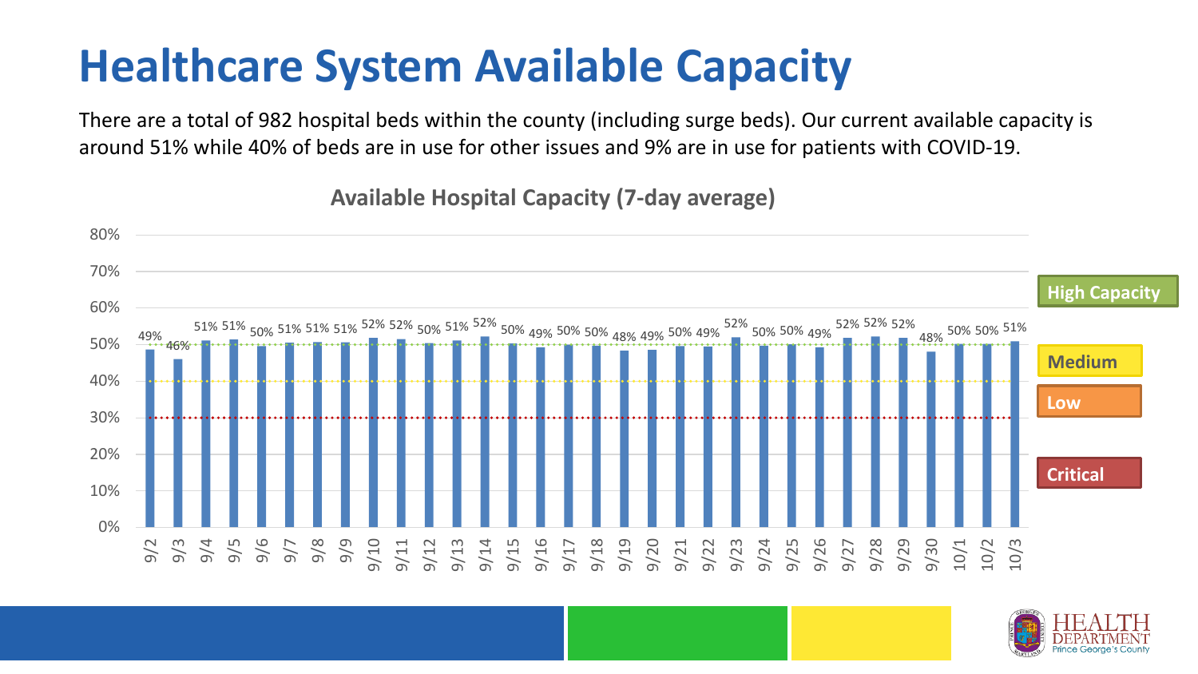# Healthcare System Available Capacity

There are a total of 982 hospital beds within the county (including surge beds). Our current available capacity is around 51% while 40% of beds are in use for other issues and 9% are in use for patients with COVID-19.

**Available Hospital Capacity (7-day average)**

80%
70%
60%
50%
40%
30%
20%
10%
0%

49% 46% 51% 51% 50% 51% 51% 51% 52% 52% 50% 51% 52% 50% 49% 50% 50% 48% 49% 50% 49% 52% 50% 50% 49% 52% 52% 52% 48% 50% 50% 51%

9/2 9/3 9/4 9/5 9/6 9/7 9/8 9/9 9/10 9/11 9/12 9/13 9/14 9/15 9/16 9/17 9/18 9/19 9/20 9/21 9/22 9/23 9/24 9/25 9/26 9/27 9/28 9/29 9/30 10/1 10/2 10/3

High Capacity

Medium

Low

Critical